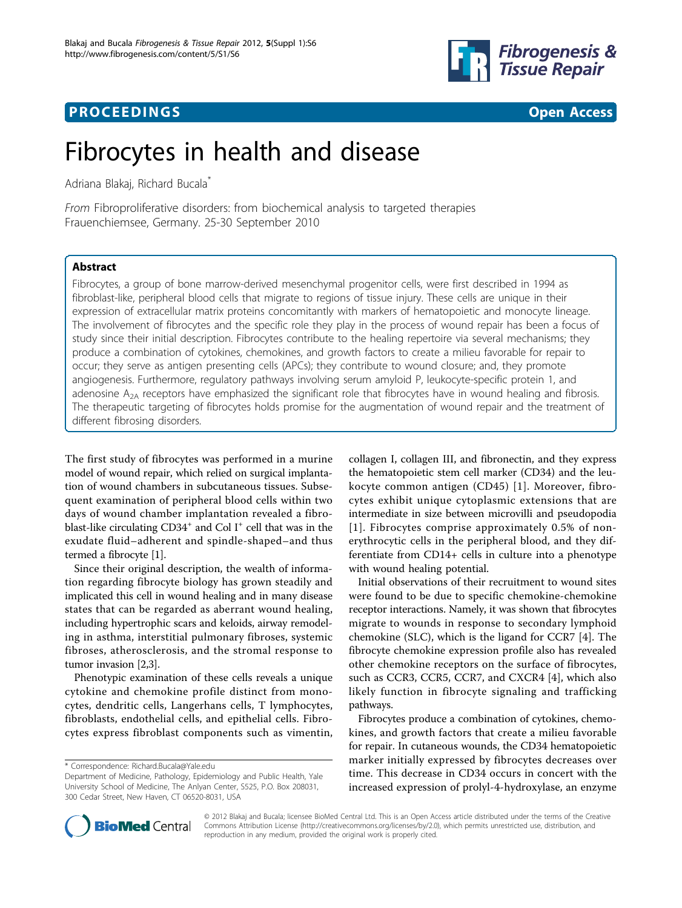**PROCEEDINGS** **Open Access**

# Fibrocytes in health and disease

Adriana Blakaj, Richard Bucala*

*From* Fibroproliferative disorders: from biochemical analysis to targeted therapies
Frauenchiemsee, Germany. 25-30 September 2010

## Abstract

Fibrocytes, a group of bone marrow-derived mesenchymal progenitor cells, were first described in 1994 as fibroblast-like, peripheral blood cells that migrate to regions of tissue injury. These cells are unique in their expression of extracellular matrix proteins concomitantly with markers of hematopoietic and monocyte lineage. The involvement of fibrocytes and the specific role they play in the process of wound repair has been a focus of study since their initial description. Fibrocytes contribute to the healing repertoire via several mechanisms; they produce a combination of cytokines, chemokines, and growth factors to create a milieu favorable for repair to occur; they serve as antigen presenting cells (APCs); they contribute to wound closure; and, they promote angiogenesis. Furthermore, regulatory pathways involving serum amyloid P, leukocyte-specific protein 1, and adenosine $A_{2A}$ receptors have emphasized the significant role that fibrocytes have in wound healing and fibrosis. The therapeutic targeting of fibrocytes holds promise for the augmentation of wound repair and the treatment of different fibrosing disorders.

The first study of fibrocytes was performed in a murine model of wound repair, which relied on surgical implantation of wound chambers in subcutaneous tissues. Subsequent examination of peripheral blood cells within two days of wound chamber implantation revealed a fibroblast-like circulating $CD34^{+}$ and Col $I^{+}$ cell that was in the exudate fluid–adherent and spindle-shaped–and thus termed a fibrocyte [1].

Since their original description, the wealth of information regarding fibrocyte biology has grown steadily and implicated this cell in wound healing and in many disease states that can be regarded as aberrant wound healing, including hypertrophic scars and keloids, airway remodeling in asthma, interstitial pulmonary fibroses, systemic fibroses, atherosclerosis, and the stromal response to tumor invasion [2,3].

Phenotypic examination of these cells reveals a unique cytokine and chemokine profile distinct from monocytes, dendritic cells, Langerhans cells, T lymphocytes, fibroblasts, endothelial cells, and epithelial cells. Fibrocytes express fibroblast components such as vimentin, collagen I, collagen III, and fibronectin, and they express the hematopoietic stem cell marker (CD34) and the leukocyte common antigen (CD45) [1]. Moreover, fibrocytes exhibit unique cytoplasmic extensions that are intermediate in size between microvilli and pseudopodia [1]. Fibrocytes comprise approximately 0.5% of non-erythrocytic cells in the peripheral blood, and they differentiate from CD14+ cells in culture into a phenotype with wound healing potential.

Initial observations of their recruitment to wound sites were found to be due to specific chemokine-chemokine receptor interactions. Namely, it was shown that fibrocytes migrate to wounds in response to secondary lymphoid chemokine (SLC), which is the ligand for CCR7 [4]. The fibrocyte chemokine expression profile also has revealed other chemokine receptors on the surface of fibrocytes, such as CCR3, CCR5, CCR7, and CXCR4 [4], which also likely function in fibrocyte signaling and trafficking pathways.

Fibrocytes produce a combination of cytokines, chemokines, and growth factors that create a milieu favorable for repair. In cutaneous wounds, the CD34 hematopoietic marker initially expressed by fibrocytes decreases over time. This decrease in CD34 occurs in concert with the increased expression of prolyl-4-hydroxylase, an enzyme

\* Correspondence: Richard.Bucala@Yale.edu
Department of Medicine, Pathology, Epidemiology and Public Health, Yale University School of Medicine, The Anlyan Center, S525, P.O. Box 208031, 300 Cedar Street, New Haven, CT 06520-8031, USA

© 2012 Blakaj and Bucala; licensee BioMed Central Ltd. This is an Open Access article distributed under the terms of the Creative Commons Attribution License (http://creativecommons.org/licenses/by/2.0), which permits unrestricted use, distribution, and reproduction in any medium, provided the original work is properly cited.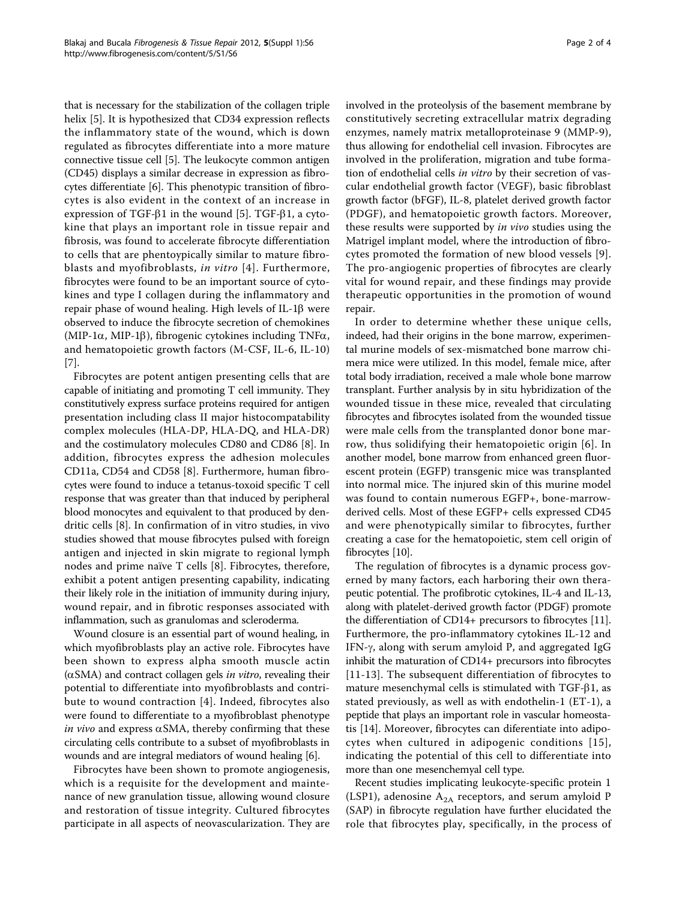that is necessary for the stabilization of the collagen triple helix [5]. It is hypothesized that CD34 expression reflects the inflammatory state of the wound, which is down regulated as fibrocytes differentiate into a more mature connective tissue cell [5]. The leukocyte common antigen (CD45) displays a similar decrease in expression as fibrocytes differentiate [6]. This phenotypic transition of fibrocytes is also evident in the context of an increase in expression of TGF-β1 in the wound [5]. TGF-β1, a cytokine that plays an important role in tissue repair and fibrosis, was found to accelerate fibrocyte differentiation to cells that are phentoypically similar to mature fibroblasts and myofibroblasts, *in vitro* [4]. Furthermore, fibrocytes were found to be an important source of cytokines and type I collagen during the inflammatory and repair phase of wound healing. High levels of IL-1β were observed to induce the fibrocyte secretion of chemokines (MIP-1α, MIP-1β), fibrogenic cytokines including TNFα, and hematopoietic growth factors (M-CSF, IL-6, IL-10) [7].

Fibrocytes are potent antigen presenting cells that are capable of initiating and promoting T cell immunity. They constitutively express surface proteins required for antigen presentation including class II major histocompatability complex molecules (HLA-DP, HLA-DQ, and HLA-DR) and the costimulatory molecules CD80 and CD86 [8]. In addition, fibrocytes express the adhesion molecules CD11a, CD54 and CD58 [8]. Furthermore, human fibrocytes were found to induce a tetanus-toxoid specific T cell response that was greater than that induced by peripheral blood monocytes and equivalent to that produced by dendritic cells [8]. In confirmation of in vitro studies, in vivo studies showed that mouse fibrocytes pulsed with foreign antigen and injected in skin migrate to regional lymph nodes and prime naïve T cells [8]. Fibrocytes, therefore, exhibit a potent antigen presenting capability, indicating their likely role in the initiation of immunity during injury, wound repair, and in fibrotic responses associated with inflammation, such as granulomas and scleroderma.

Wound closure is an essential part of wound healing, in which myofibroblasts play an active role. Fibrocytes have been shown to express alpha smooth muscle actin (αSMA) and contract collagen gels *in vitro*, revealing their potential to differentiate into myofibroblasts and contribute to wound contraction [4]. Indeed, fibrocytes also were found to differentiate to a myofibroblast phenotype *in vivo* and express αSMA, thereby confirming that these circulating cells contribute to a subset of myofibroblasts in wounds and are integral mediators of wound healing [6].

Fibrocytes have been shown to promote angiogenesis, which is a requisite for the development and maintenance of new granulation tissue, allowing wound closure and restoration of tissue integrity. Cultured fibrocytes participate in all aspects of neovascularization. They are involved in the proteolysis of the basement membrane by constitutively secreting extracellular matrix degrading enzymes, namely matrix metalloproteinase 9 (MMP-9), thus allowing for endothelial cell invasion. Fibrocytes are involved in the proliferation, migration and tube formation of endothelial cells *in vitro* by their secretion of vascular endothelial growth factor (VEGF), basic fibroblast growth factor (bFGF), IL-8, platelet derived growth factor (PDGF), and hematopoietic growth factors. Moreover, these results were supported by *in vivo* studies using the Matrigel implant model, where the introduction of fibrocytes promoted the formation of new blood vessels [9]. The pro-angiogenic properties of fibrocytes are clearly vital for wound repair, and these findings may provide therapeutic opportunities in the promotion of wound repair.

In order to determine whether these unique cells, indeed, had their origins in the bone marrow, experimental murine models of sex-mismatched bone marrow chimera mice were utilized. In this model, female mice, after total body irradiation, received a male whole bone marrow transplant. Further analysis by in situ hybridization of the wounded tissue in these mice, revealed that circulating fibrocytes and fibrocytes isolated from the wounded tissue were male cells from the transplanted donor bone marrow, thus solidifying their hematopoietic origin [6]. In another model, bone marrow from enhanced green fluorescent protein (EGFP) transgenic mice was transplanted into normal mice. The injured skin of this murine model was found to contain numerous EGFP+, bone-marrow-derived cells. Most of these EGFP+ cells expressed CD45 and were phenotypically similar to fibrocytes, further creating a case for the hematopoietic, stem cell origin of fibrocytes [10].

The regulation of fibrocytes is a dynamic process governed by many factors, each harboring their own therapeutic potential. The profibrotic cytokines, IL-4 and IL-13, along with platelet-derived growth factor (PDGF) promote the differentiation of CD14+ precursors to fibrocytes [11]. Furthermore, the pro-inflammatory cytokines IL-12 and IFN-γ, along with serum amyloid P, and aggregated IgG inhibit the maturation of CD14+ precursors into fibrocytes [11-13]. The subsequent differentiation of fibrocytes to mature mesenchymal cells is stimulated with TGF-β1, as stated previously, as well as with endothelin-1 (ET-1), a peptide that plays an important role in vascular homeostatis [14]. Moreover, fibrocytes can diferentiate into adipocytes when cultured in adipogenic conditions [15], indicating the potential of this cell to differentiate into more than one mesenchemyal cell type.

Recent studies implicating leukocyte-specific protein 1 (LSP1), adenosine $A_{2A}$ receptors, and serum amyloid P (SAP) in fibrocyte regulation have further elucidated the role that fibrocytes play, specifically, in the process of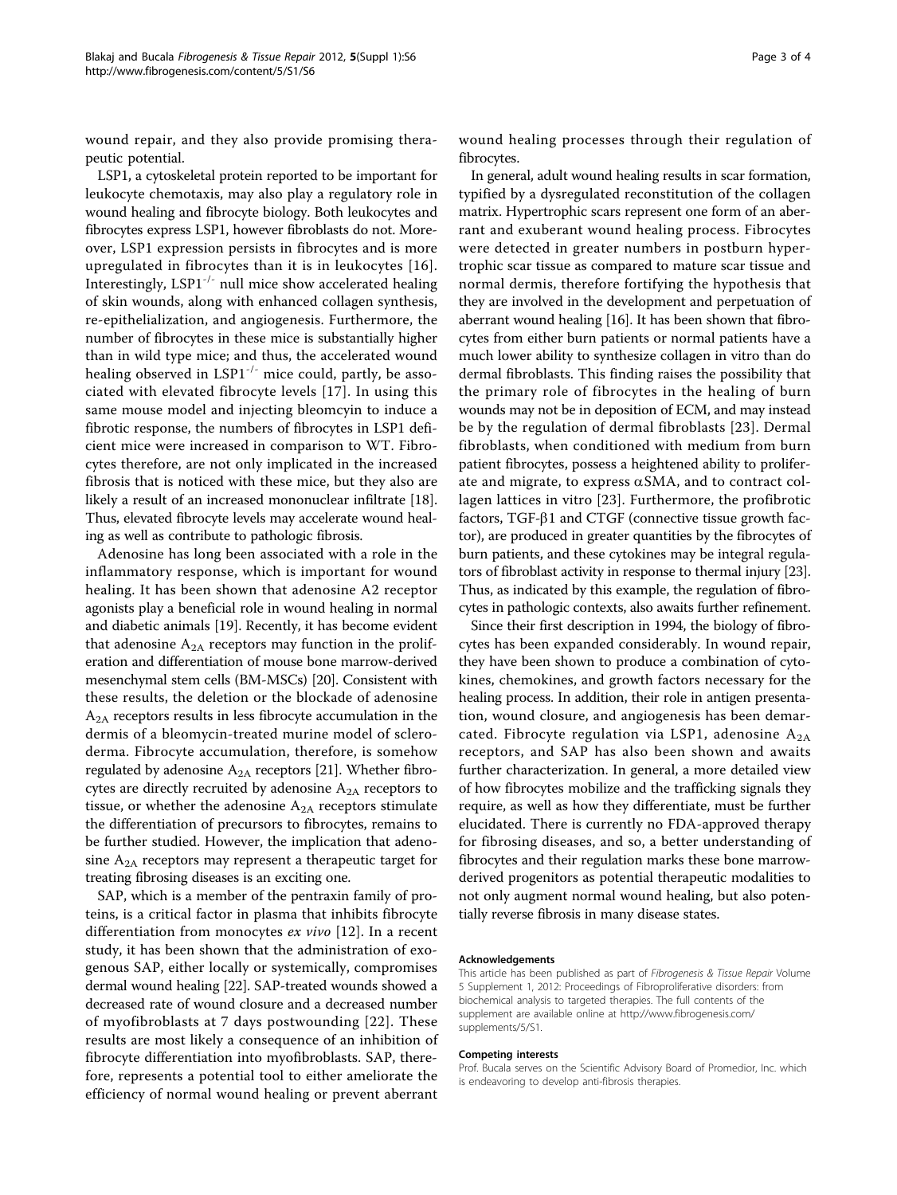wound repair, and they also provide promising therapeutic potential.

LSP1, a cytoskeletal protein reported to be important for leukocyte chemotaxis, may also play a regulatory role in wound healing and fibrocyte biology. Both leukocytes and fibrocytes express LSP1, however fibroblasts do not. Moreover, LSP1 expression persists in fibrocytes and is more upregulated in fibrocytes than it is in leukocytes [16]. Interestingly, $LSP1^{-/-}$ null mice show accelerated healing of skin wounds, along with enhanced collagen synthesis, re-epithelialization, and angiogenesis. Furthermore, the number of fibrocytes in these mice is substantially higher than in wild type mice; and thus, the accelerated wound healing observed in $LSP1^{-/-}$ mice could, partly, be associated with elevated fibrocyte levels [17]. In using this same mouse model and injecting bleomcyin to induce a fibrotic response, the numbers of fibrocytes in LSP1 deficient mice were increased in comparison to WT. Fibrocytes therefore, are not only implicated in the increased fibrosis that is noticed with these mice, but they also are likely a result of an increased mononuclear infiltrate [18]. Thus, elevated fibrocyte levels may accelerate wound healing as well as contribute to pathologic fibrosis.

Adenosine has long been associated with a role in the inflammatory response, which is important for wound healing. It has been shown that adenosine A2 receptor agonists play a beneficial role in wound healing in normal and diabetic animals [19]. Recently, it has become evident that adenosine $A_{2A}$ receptors may function in the proliferation and differentiation of mouse bone marrow-derived mesenchymal stem cells (BM-MSCs) [20]. Consistent with these results, the deletion or the blockade of adenosine $A_{2A}$ receptors results in less fibrocyte accumulation in the dermis of a bleomycin-treated murine model of scleroderma. Fibrocyte accumulation, therefore, is somehow regulated by adenosine $A_{2A}$ receptors [21]. Whether fibrocytes are directly recruited by adenosine $A_{2A}$ receptors to tissue, or whether the adenosine $A_{2A}$ receptors stimulate the differentiation of precursors to fibrocytes, remains to be further studied. However, the implication that adenosine $A_{2A}$ receptors may represent a therapeutic target for treating fibrosing diseases is an exciting one.

SAP, which is a member of the pentraxin family of proteins, is a critical factor in plasma that inhibits fibrocyte differentiation from monocytes *ex vivo* [12]. In a recent study, it has been shown that the administration of exogenous SAP, either locally or systemically, compromises dermal wound healing [22]. SAP-treated wounds showed a decreased rate of wound closure and a decreased number of myofibroblasts at 7 days postwounding [22]. These results are most likely a consequence of an inhibition of fibrocyte differentiation into myofibroblasts. SAP, therefore, represents a potential tool to either ameliorate the efficiency of normal wound healing or prevent aberrant wound healing processes through their regulation of fibrocytes.

In general, adult wound healing results in scar formation, typified by a dysregulated reconstitution of the collagen matrix. Hypertrophic scars represent one form of an aberrant and exuberant wound healing process. Fibrocytes were detected in greater numbers in postburn hypertrophic scar tissue as compared to mature scar tissue and normal dermis, therefore fortifying the hypothesis that they are involved in the development and perpetuation of aberrant wound healing [16]. It has been shown that fibrocytes from either burn patients or normal patients have a much lower ability to synthesize collagen in vitro than do dermal fibroblasts. This finding raises the possibility that the primary role of fibrocytes in the healing of burn wounds may not be in deposition of ECM, and may instead be by the regulation of dermal fibroblasts [23]. Dermal fibroblasts, when conditioned with medium from burn patient fibrocytes, possess a heightened ability to proliferate and migrate, to express $\alpha$SMA, and to contract collagen lattices in vitro [23]. Furthermore, the profibrotic factors, TGF-$\beta$1 and CTGF (connective tissue growth factor), are produced in greater quantities by the fibrocytes of burn patients, and these cytokines may be integral regulators of fibroblast activity in response to thermal injury [23]. Thus, as indicated by this example, the regulation of fibrocytes in pathologic contexts, also awaits further refinement.

Since their first description in 1994, the biology of fibrocytes has been expanded considerably. In wound repair, they have been shown to produce a combination of cytokines, chemokines, and growth factors necessary for the healing process. In addition, their role in antigen presentation, wound closure, and angiogenesis has been demarcated. Fibrocyte regulation via LSP1, adenosine $A_{2A}$ receptors, and SAP has also been shown and awaits further characterization. In general, a more detailed view of how fibrocytes mobilize and the trafficking signals they require, as well as how they differentiate, must be further elucidated. There is currently no FDA-approved therapy for fibrosing diseases, and so, a better understanding of fibrocytes and their regulation marks these bone marrow-derived progenitors as potential therapeutic modalities to not only augment normal wound healing, but also potentially reverse fibrosis in many disease states.

#### Acknowledgements

This article has been published as part of *Fibrogenesis & Tissue Repair* Volume 5 Supplement 1, 2012: Proceedings of Fibroproliferative disorders: from biochemical analysis to targeted therapies. The full contents of the supplement are available online at http://www.fibrogenesis.com/supplements/5/S1.

#### Competing interests

Prof. Bucala serves on the Scientific Advisory Board of Promedior, Inc. which is endeavoring to develop anti-fibrosis therapies.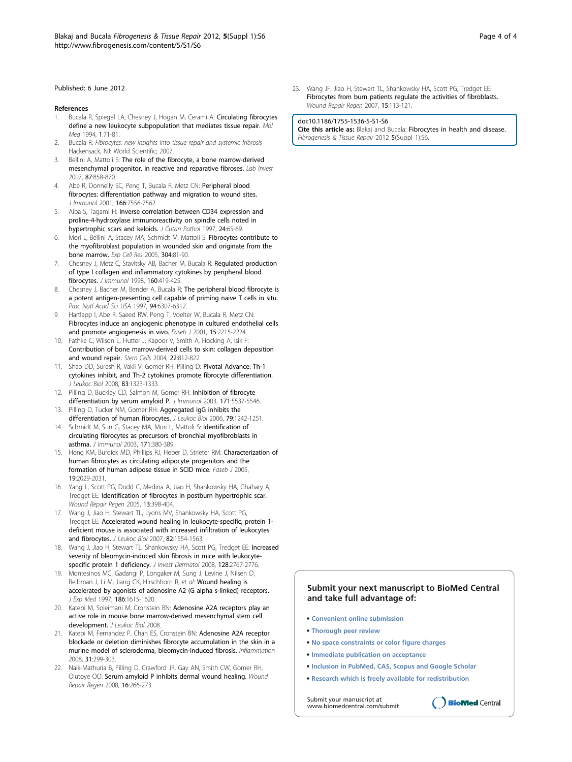Published: 6 June 2012

## References

1. Bucala R, Spiegel LA, Chesney J, Hogan M, Cerami A: **Circulating fibrocytes define a new leukocyte subpopulation that mediates tissue repair.** *Mol Med* 1994, **1**:71-81.
2. Bucala R: *Fibrocytes: new insights into tissue repair and systemic fribrosis* Hackensack, NJ: World Scientific; 2007.
3. Bellini A, Mattoli S: **The role of the fibrocyte, a bone marrow-derived mesenchymal progenitor, in reactive and reparative fibroses.** *Lab Invest* 2007, **87**:858-870.
4. Abe R, Donnelly SC, Peng T, Bucala R, Metz CN: **Peripheral blood fibrocytes: differentiation pathway and migration to wound sites.** *J Immunol* 2001, **166**:7556-7562.
5. Aiba S, Tagami H: **Inverse correlation between CD34 expression and proline-4-hydroxylase immunoreactivity on spindle cells noted in hypertrophic scars and keloids.** *J Cutan Pathol* 1997, **24**:65-69.
6. Mori L, Bellini A, Stacey MA, Schmidt M, Mattoli S: **Fibrocytes contribute to the myofibroblast population in wounded skin and originate from the bone marrow.** *Exp Cell Res* 2005, **304**:81-90.
7. Chesney J, Metz C, Stavitsky AB, Bacher M, Bucala R: **Regulated production of type I collagen and inflammatory cytokines by peripheral blood fibrocytes.** *J Immunol* 1998, **160**:419-425.
8. Chesney J, Bacher M, Bender A, Bucala R: **The peripheral blood fibrocyte is a potent antigen-presenting cell capable of priming naive T cells in situ.** *Proc Natl Acad Sci USA* 1997, **94**:6307-6312.
9. Hartlapp I, Abe R, Saeed RW, Peng T, Voelter W, Bucala R, Metz CN: **Fibrocytes induce an angiogenic phenotype in cultured endothelial cells and promote angiogenesis in vivo.** *Faseb J* 2001, **15**:2215-2224.
10. Fathke C, Wilson L, Hutter J, Kapoor V, Smith A, Hocking A, Isik F: **Contribution of bone marrow-derived cells to skin: collagen deposition and wound repair.** *Stem Cells* 2004, **22**:812-822.
11. Shao DD, Suresh R, Vakil V, Gomer RH, Pilling D: **Pivotal Advance: Th-1 cytokines inhibit, and Th-2 cytokines promote fibrocyte differentiation.** *J Leukoc Biol* 2008, **83**:1323-1333.
12. Pilling D, Buckley CD, Salmon M, Gomer RH: **Inhibition of fibrocyte differentiation by serum amyloid P.** *J Immunol* 2003, **171**:5537-5546.
13. Pilling D, Tucker NM, Gomer RH: **Aggregated IgG inhibits the differentiation of human fibrocytes.** *J Leukoc Biol* 2006, **79**:1242-1251.
14. Schmidt M, Sun G, Stacey MA, Mori L, Mattoli S: **Identification of circulating fibrocytes as precursors of bronchial myofibroblasts in asthma.** *J Immunol* 2003, **171**:380-389.
15. Hong KM, Burdick MD, Phillips RJ, Heber D, Strieter RM: **Characterization of human fibrocytes as circulating adipocyte progenitors and the formation of human adipose tissue in SCID mice.** *Faseb J* 2005, **19**:2029-2031.
16. Yang L, Scott PG, Dodd C, Medina A, Jiao H, Shankowsky HA, Ghahary A, Tredget EE: **Identification of fibrocytes in postburn hypertrophic scar.** *Wound Repair Regen* 2005, **13**:398-404.
17. Wang J, Jiao H, Stewart TL, Lyons MV, Shankowsky HA, Scott PG, Tredget EE: **Accelerated wound healing in leukocyte-specific, protein 1-deficient mouse is associated with increased infiltration of leukocytes and fibrocytes.** *J Leukoc Biol* 2007, **82**:1554-1563.
18. Wang J, Jiao H, Stewart TL, Shankowsky HA, Scott PG, Tredget EE: **Increased severity of bleomycin-induced skin fibrosis in mice with leukocyte-specific protein 1 deficiency.** *J Invest Dermatol* 2008, **128**:2767-2776.
19. Montesinos MC, Gadangi P, Longaker M, Sung J, Levine J, Nilsen D, Reibman J, Li M, Jiang CK, Hirschhorn R, *et al*: **Wound healing is accelerated by agonists of adenosine A2 (G alpha s-linked) receptors.** *J Exp Med* 1997, **186**:1615-1620.
20. Katebi M, Soleimani M, Cronstein BN: **Adenosine A2A receptors play an active role in mouse bone marrow-derived mesenchymal stem cell development.** *J Leukoc Biol* 2008.
21. Katebi M, Fernandez P, Chan ES, Cronstein BN: **Adenosine A2A receptor blockade or deletion diminishes fibrocyte accumulation in the skin in a murine model of scleroderma, bleomycin-induced fibrosis.** *Inflammation* 2008, **31**:299-303.
22. Naik-Mathuria B, Pilling D, Crawford JR, Gay AN, Smith CW, Gomer RH, Olutoye OO: **Serum amyloid P inhibits dermal wound healing.** *Wound Repair Regen* 2008, **16**:266-273.
23. Wang JF, Jiao H, Stewart TL, Shankowsky HA, Scott PG, Tredget EE: **Fibrocytes from burn patients regulate the activities of fibroblasts.** *Wound Repair Regen* 2007, **15**:113-121.

doi:10.1186/1755-1536-5-S1-S6
**Cite this article as:** Blakaj and Bucala: **Fibrocytes in health and disease.** *Fibrogenesis & Tissue Repair* 2012 **5**(Suppl 1):S6.

**Submit your next manuscript to BioMed Central and take full advantage of:**

- **Convenient online submission**
- **Thorough peer review**
- **No space constraints or color figure charges**
- **Immediate publication on acceptance**
- **Inclusion in PubMed, CAS, Scopus and Google Scholar**
- **Research which is freely available for redistribution**

Submit your manuscript at
www.biomedcentral.com/submit